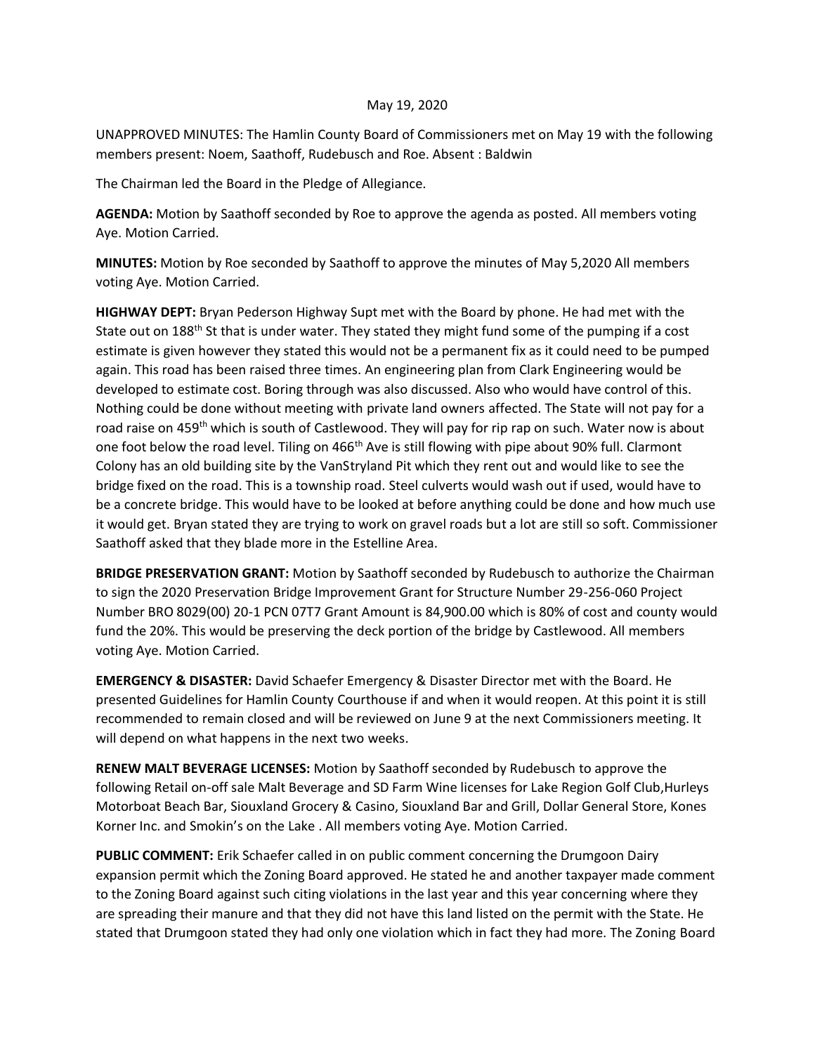May 19, 2020

UNAPPROVED MINUTES: The Hamlin County Board of Commissioners met on May 19 with the following members present: Noem, Saathoff, Rudebusch and Roe. Absent : Baldwin

The Chairman led the Board in the Pledge of Allegiance.

**AGENDA:** Motion by Saathoff seconded by Roe to approve the agenda as posted. All members voting Aye. Motion Carried.

**MINUTES:** Motion by Roe seconded by Saathoff to approve the minutes of May 5,2020 All members voting Aye. Motion Carried.

**HIGHWAY DEPT:** Bryan Pederson Highway Supt met with the Board by phone. He had met with the State out on 188th St that is under water. They stated they might fund some of the pumping if a cost estimate is given however they stated this would not be a permanent fix as it could need to be pumped again. This road has been raised three times. An engineering plan from Clark Engineering would be developed to estimate cost. Boring through was also discussed. Also who would have control of this. Nothing could be done without meeting with private land owners affected. The State will not pay for a road raise on 459th which is south of Castlewood. They will pay for rip rap on such. Water now is about one foot below the road level. Tiling on 466th Ave is still flowing with pipe about 90% full. Clarmont Colony has an old building site by the VanStryland Pit which they rent out and would like to see the bridge fixed on the road. This is a township road. Steel culverts would wash out if used, would have to be a concrete bridge. This would have to be looked at before anything could be done and how much use it would get. Bryan stated they are trying to work on gravel roads but a lot are still so soft. Commissioner Saathoff asked that they blade more in the Estelline Area.

**BRIDGE PRESERVATION GRANT:** Motion by Saathoff seconded by Rudebusch to authorize the Chairman to sign the 2020 Preservation Bridge Improvement Grant for Structure Number 29-256-060 Project Number BRO 8029(00) 20-1 PCN 07T7 Grant Amount is 84,900.00 which is 80% of cost and county would fund the 20%. This would be preserving the deck portion of the bridge by Castlewood. All members voting Aye. Motion Carried.

**EMERGENCY & DISASTER:** David Schaefer Emergency & Disaster Director met with the Board. He presented Guidelines for Hamlin County Courthouse if and when it would reopen. At this point it is still recommended to remain closed and will be reviewed on June 9 at the next Commissioners meeting. It will depend on what happens in the next two weeks.

**RENEW MALT BEVERAGE LICENSES:** Motion by Saathoff seconded by Rudebusch to approve the following Retail on-off sale Malt Beverage and SD Farm Wine licenses for Lake Region Golf Club,Hurleys Motorboat Beach Bar, Siouxland Grocery & Casino, Siouxland Bar and Grill, Dollar General Store, Kones Korner Inc. and Smokin's on the Lake . All members voting Aye. Motion Carried.

**PUBLIC COMMENT:** Erik Schaefer called in on public comment concerning the Drumgoon Dairy expansion permit which the Zoning Board approved. He stated he and another taxpayer made comment to the Zoning Board against such citing violations in the last year and this year concerning where they are spreading their manure and that they did not have this land listed on the permit with the State. He stated that Drumgoon stated they had only one violation which in fact they had more. The Zoning Board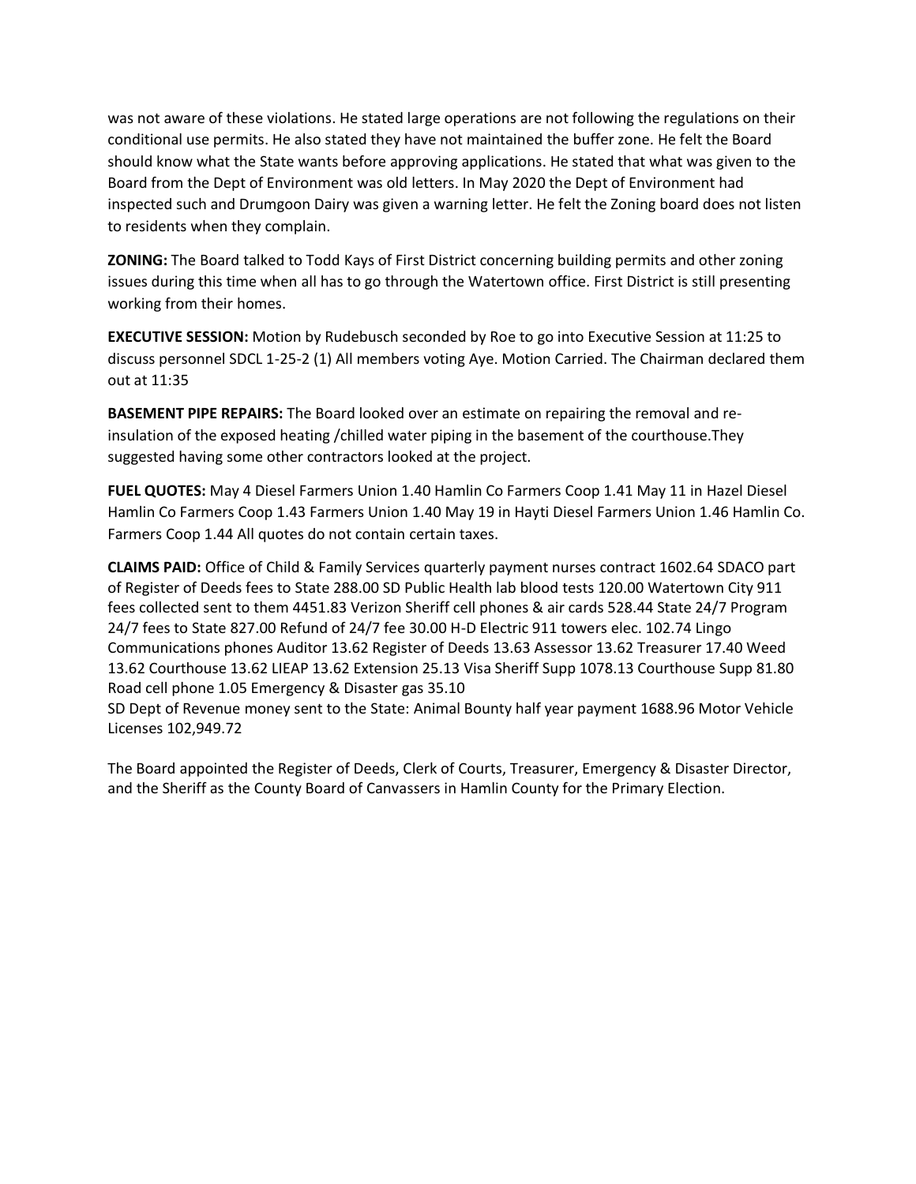was not aware of these violations. He stated large operations are not following the regulations on their conditional use permits. He also stated they have not maintained the buffer zone. He felt the Board should know what the State wants before approving applications. He stated that what was given to the Board from the Dept of Environment was old letters. In May 2020 the Dept of Environment had inspected such and Drumgoon Dairy was given a warning letter. He felt the Zoning board does not listen to residents when they complain.

**ZONING:** The Board talked to Todd Kays of First District concerning building permits and other zoning issues during this time when all has to go through the Watertown office. First District is still presenting working from their homes.

**EXECUTIVE SESSION:** Motion by Rudebusch seconded by Roe to go into Executive Session at 11:25 to discuss personnel SDCL 1-25-2 (1) All members voting Aye. Motion Carried. The Chairman declared them out at 11:35

**BASEMENT PIPE REPAIRS:** The Board looked over an estimate on repairing the removal and re-insulation of the exposed heating /chilled water piping in the basement of the courthouse.They suggested having some other contractors looked at the project.

**FUEL QUOTES:** May 4 Diesel Farmers Union 1.40 Hamlin Co Farmers Coop 1.41 May 11 in Hazel Diesel Hamlin Co Farmers Coop 1.43 Farmers Union 1.40 May 19 in Hayti Diesel Farmers Union 1.46 Hamlin Co. Farmers Coop 1.44 All quotes do not contain certain taxes.

**CLAIMS PAID:** Office of Child & Family Services quarterly payment nurses contract 1602.64 SDACO part of Register of Deeds fees to State 288.00 SD Public Health lab blood tests 120.00 Watertown City 911 fees collected sent to them 4451.83 Verizon Sheriff cell phones & air cards 528.44 State 24/7 Program 24/7 fees to State 827.00 Refund of 24/7 fee 30.00 H-D Electric 911 towers elec. 102.74 Lingo Communications phones Auditor 13.62 Register of Deeds 13.63 Assessor 13.62 Treasurer 17.40 Weed 13.62 Courthouse 13.62 LIEAP 13.62 Extension 25.13 Visa Sheriff Supp 1078.13 Courthouse Supp 81.80 Road cell phone 1.05 Emergency & Disaster gas 35.10
SD Dept of Revenue money sent to the State: Animal Bounty half year payment 1688.96 Motor Vehicle Licenses 102,949.72

The Board appointed the Register of Deeds, Clerk of Courts, Treasurer, Emergency & Disaster Director, and the Sheriff as the County Board of Canvassers in Hamlin County for the Primary Election.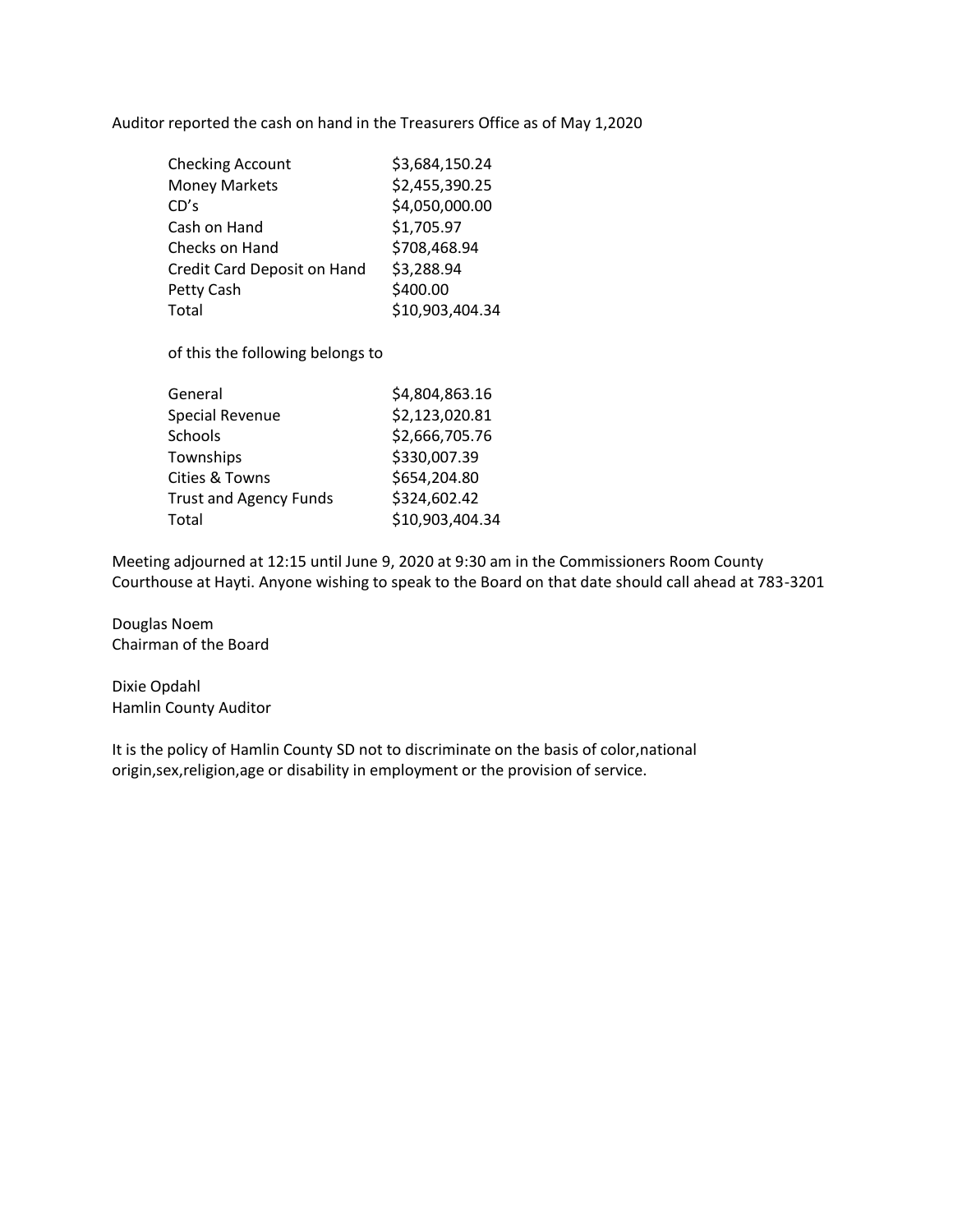Auditor reported the cash on hand in the Treasurers Office as of May 1,2020

| | |
|---|---|
| Checking Account | $3,684,150.24 |
| Money Markets | $2,455,390.25 |
| CD's | $4,050,000.00 |
| Cash on Hand | $1,705.97 |
| Checks on Hand | $708,468.94 |
| Credit Card Deposit on Hand | $3,288.94 |
| Petty Cash | $400.00 |
| Total | $10,903,404.34 |

of this the following belongs to

| | |
|---|---|
| General | $4,804,863.16 |
| Special Revenue | $2,123,020.81 |
| Schools | $2,666,705.76 |
| Townships | $330,007.39 |
| Cities & Towns | $654,204.80 |
| Trust and Agency Funds | $324,602.42 |
| Total | $10,903,404.34 |

Meeting adjourned at 12:15 until June 9, 2020 at 9:30 am in the Commissioners Room County Courthouse at Hayti. Anyone wishing to speak to the Board on that date should call ahead at 783-3201

Douglas Noem
Chairman of the Board

Dixie Opdahl
Hamlin County Auditor

It is the policy of Hamlin County SD not to discriminate on the basis of color,national origin,sex,religion,age or disability in employment or the provision of service.